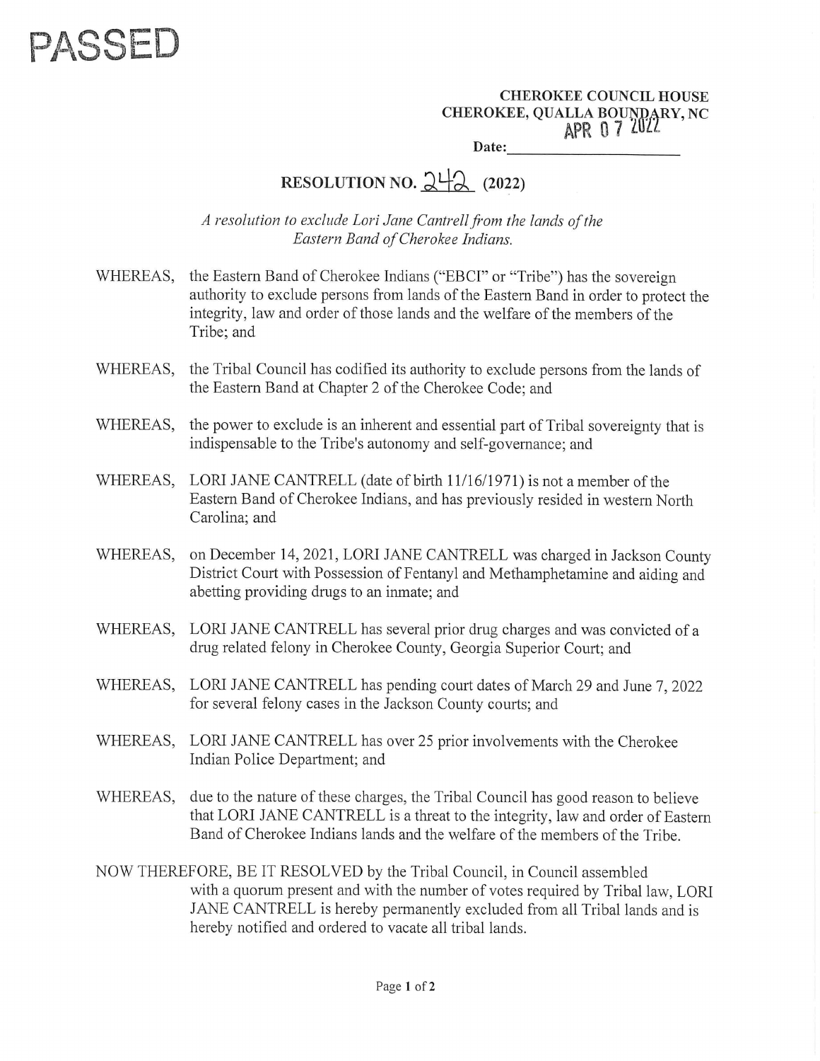PASSED

**CHEROKEE COUNCIL HOUSE**
**CHEROKEE, QUALLA BOUNDARY, NC**

**Date:** APR 0 7 2022

# RESOLUTION NO. 242 (2022)

*A resolution to exclude Lori Jane Cantrell from the lands of the Eastern Band of Cherokee Indians.*

WHEREAS, the Eastern Band of Cherokee Indians ("EBCI" or "Tribe") has the sovereign authority to exclude persons from lands of the Eastern Band in order to protect the integrity, law and order of those lands and the welfare of the members of the Tribe; and

WHEREAS, the Tribal Council has codified its authority to exclude persons from the lands of the Eastern Band at Chapter 2 of the Cherokee Code; and

WHEREAS, the power to exclude is an inherent and essential part of Tribal sovereignty that is indispensable to the Tribe's autonomy and self-governance; and

WHEREAS, LORI JANE CANTRELL (date of birth 11/16/1971) is not a member of the Eastern Band of Cherokee Indians, and has previously resided in western North Carolina; and

WHEREAS, on December 14, 2021, LORI JANE CANTRELL was charged in Jackson County District Court with Possession of Fentanyl and Methamphetamine and aiding and abetting providing drugs to an inmate; and

WHEREAS, LORI JANE CANTRELL has several prior drug charges and was convicted of a drug related felony in Cherokee County, Georgia Superior Court; and

WHEREAS, LORI JANE CANTRELL has pending court dates of March 29 and June 7, 2022 for several felony cases in the Jackson County courts; and

WHEREAS, LORI JANE CANTRELL has over 25 prior involvements with the Cherokee Indian Police Department; and

WHEREAS, due to the nature of these charges, the Tribal Council has good reason to believe that LORI JANE CANTRELL is a threat to the integrity, law and order of Eastern Band of Cherokee Indians lands and the welfare of the members of the Tribe.

NOW THEREFORE, BE IT RESOLVED by the Tribal Council, in Council assembled with a quorum present and with the number of votes required by Tribal law, LORI JANE CANTRELL is hereby permanently excluded from all Tribal lands and is hereby notified and ordered to vacate all tribal lands.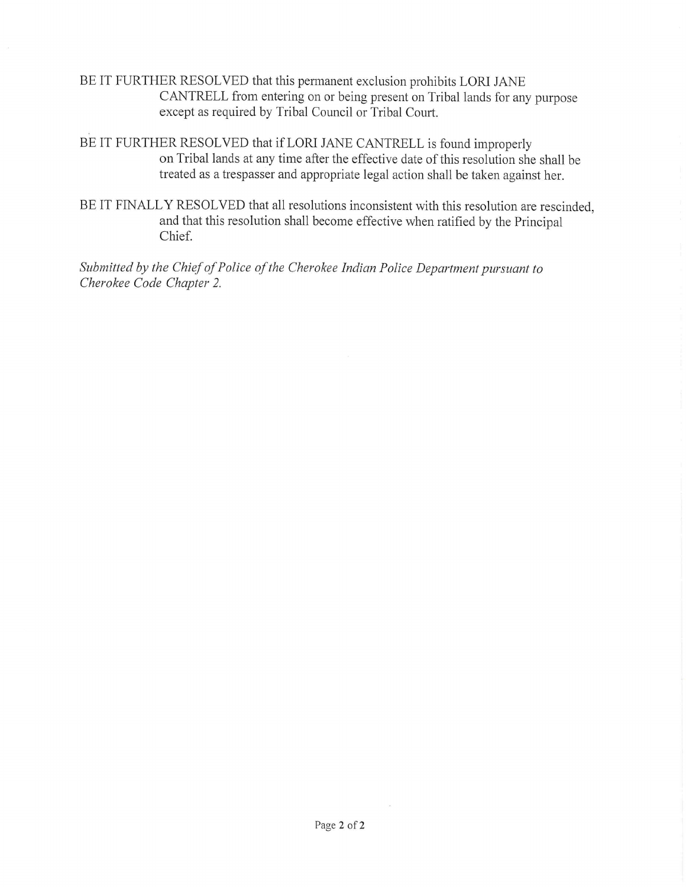BE IT FURTHER RESOLVED that this permanent exclusion prohibits LORI JANE CANTRELL from entering on or being present on Tribal lands for any purpose except as required by Tribal Council or Tribal Court.

BE IT FURTHER RESOLVED that if LORI JANE CANTRELL is found improperly on Tribal lands at any time after the effective date of this resolution she shall be treated as a trespasser and appropriate legal action shall be taken against her.

BE IT FINALLY RESOLVED that all resolutions inconsistent with this resolution are rescinded, and that this resolution shall become effective when ratified by the Principal Chief.

*Submitted by the Chief of Police of the Cherokee Indian Police Department pursuant to Cherokee Code Chapter 2.*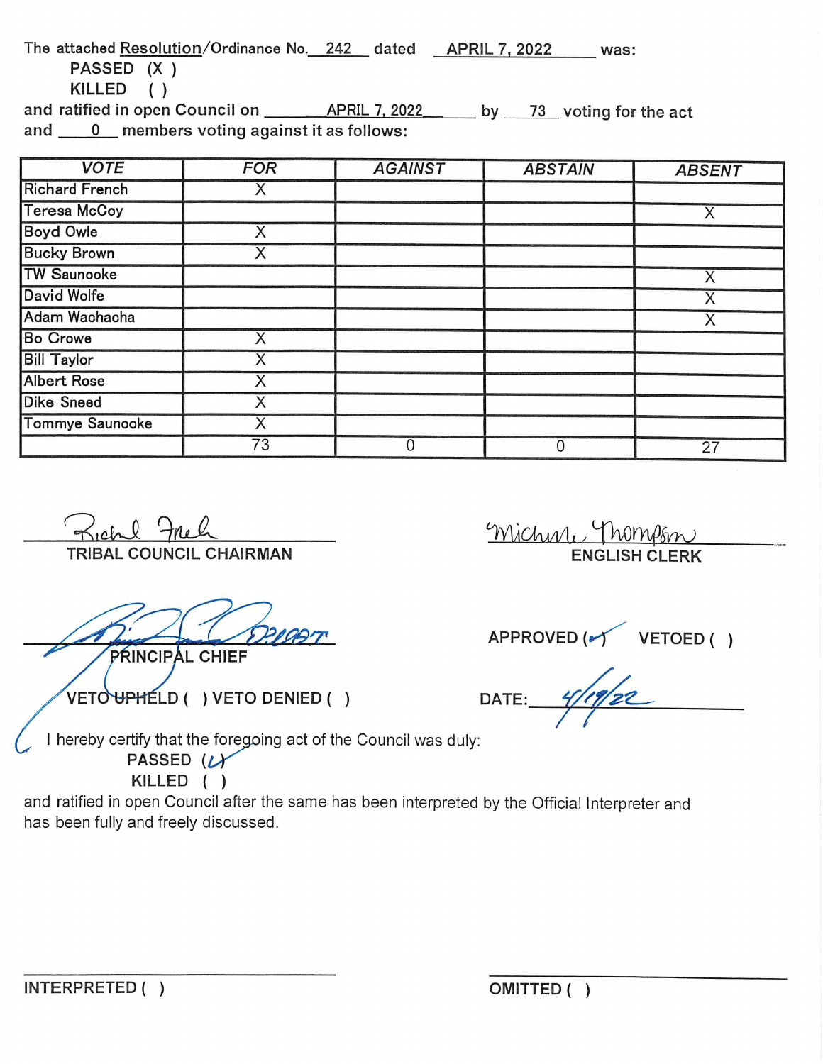The attached Resolution/Ordinance No. 242 dated APRIL 7, 2022 was:

PASSED (X )

KILLED ( )

and ratified in open Council on APRIL 7, 2022 by 73 voting for the act and 0 members voting against it as follows:

| VOTE | FOR | AGAINST | ABSTAIN | ABSENT |
|---|---|---|---|---|
| Richard French | X | | | |
| Teresa McCoy | | | | X |
| Boyd Owle | X | | | |
| Bucky Brown | X | | | |
| TW Saunooke | | | | X |
| David Wolfe | | | | X |
| Adam Wachacha | | | | X |
| Bo Crowe | X | | | |
| Bill Taylor | X | | | |
| Albert Rose | X | | | |
| Dike Sneed | X | | | |
| Tommye Saunooke | X | | | |
| | 73 | 0 | 0 | 27 |

Richard French
TRIBAL COUNCIL CHAIRMAN

Michelle Thompson
ENGLISH CLERK

PRINCIPAL CHIEF

APPROVED (✓) VETOED ( )

VETO UPHELD ( ) VETO DENIED ( )

DATE: 4/19/22

I hereby certify that the foregoing act of the Council was duly:

PASSED (✓)

KILLED ( )

and ratified in open Council after the same has been interpreted by the Official Interpreter and has been fully and freely discussed.

INTERPRETED ( )

OMITTED ( )